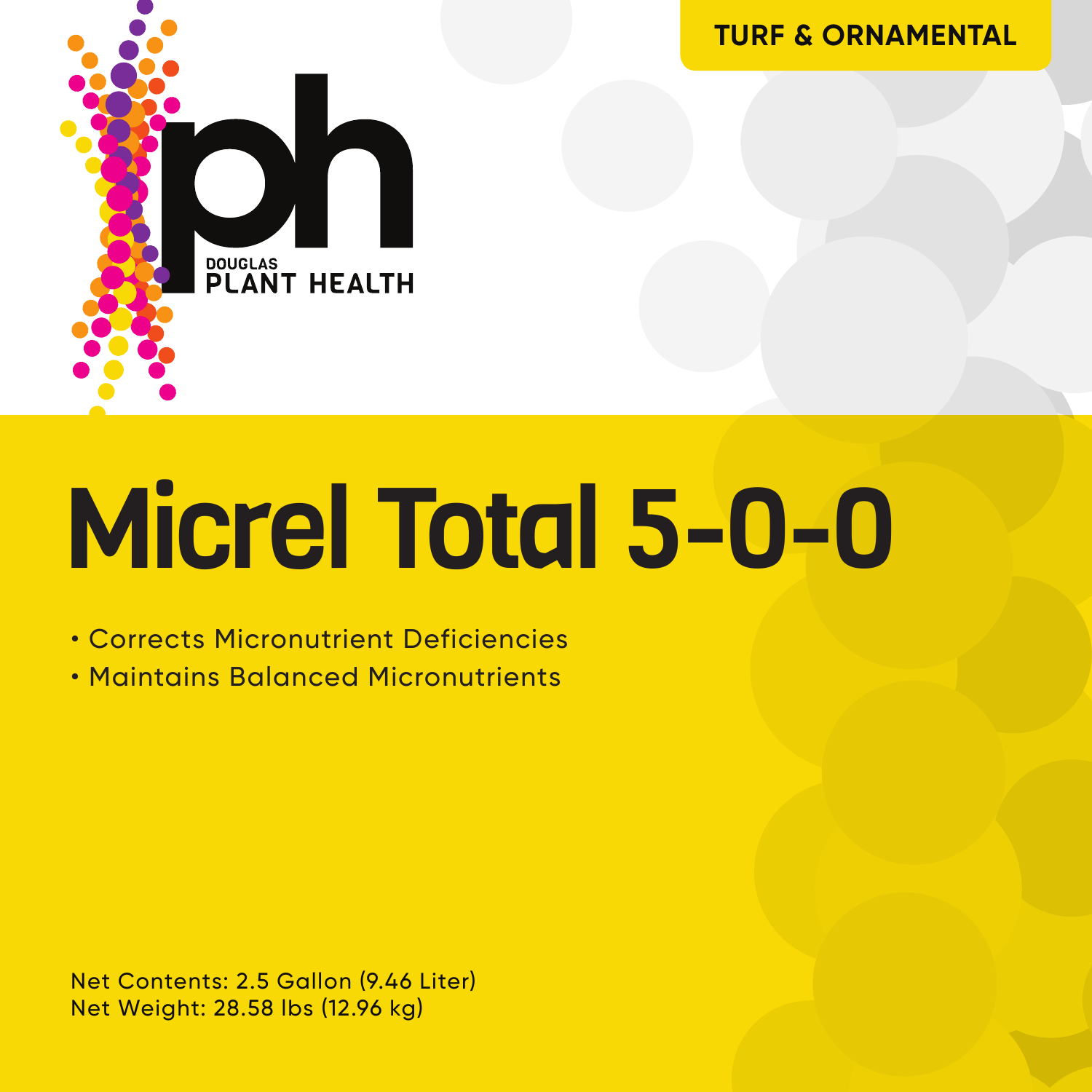TURF & ORNAMENTAL

DOUGLAS
PLANT HEALTH

# Micrel Total 5-0-0

- Corrects Micronutrient Deficiencies
- Maintains Balanced Micronutrients

Net Contents: 2.5 Gallon (9.46 Liter)
Net Weight: 28.58 lbs (12.96 kg)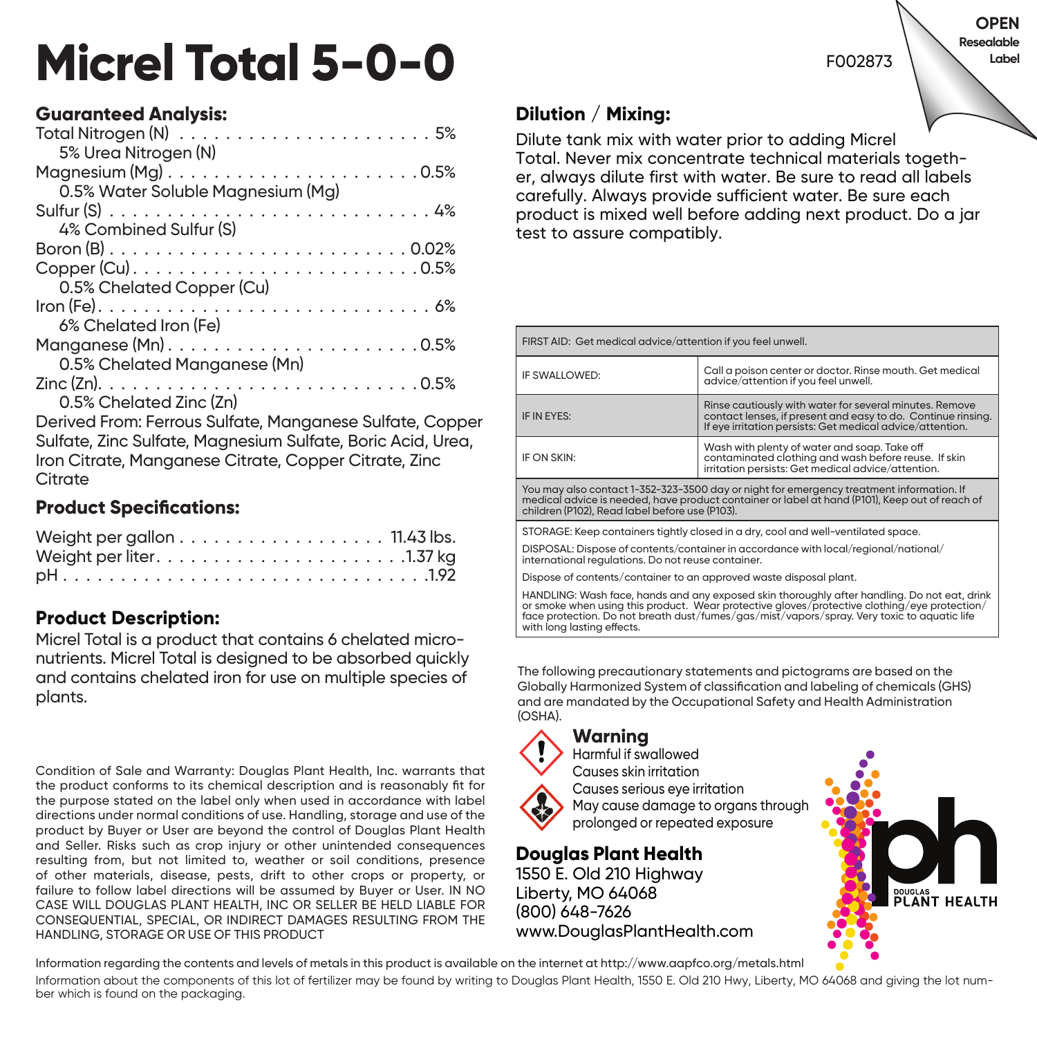# Micrel Total 5-0-0

F002873

**OPEN**
**Resealable Label**

## Guaranteed Analysis:

Total Nitrogen (N) . . . . . . . . . . . . . . . . . . . . . . 5%
  5% Urea Nitrogen (N)
Magnesium (Mg) . . . . . . . . . . . . . . . . . . . . . . 0.5%
  0.5% Water Soluble Magnesium (Mg)
Sulfur (S) . . . . . . . . . . . . . . . . . . . . . . . . . . . 4%
  4% Combined Sulfur (S)
Boron (B) . . . . . . . . . . . . . . . . . . . . . . . . . 0.02%
Copper (Cu) . . . . . . . . . . . . . . . . . . . . . . . . 0.5%
  0.5% Chelated Copper (Cu)
Iron (Fe). . . . . . . . . . . . . . . . . . . . . . . . . . . . 6%
  6% Chelated Iron (Fe)
Manganese (Mn) . . . . . . . . . . . . . . . . . . . . . . 0.5%
  0.5% Chelated Manganese (Mn)
Zinc (Zn). . . . . . . . . . . . . . . . . . . . . . . . . . 0.5%
  0.5% Chelated Zinc (Zn)

Derived From: Ferrous Sulfate, Manganese Sulfate, Copper Sulfate, Zinc Sulfate, Magnesium Sulfate, Boric Acid, Urea, Iron Citrate, Manganese Citrate, Copper Citrate, Zinc Citrate

## Product Specifications:

Weight per gallon . . . . . . . . . . . . . . . . . . 11.43 lbs.
Weight per liter. . . . . . . . . . . . . . . . . . . . . .1.37 kg
pH . . . . . . . . . . . . . . . . . . . . . . . . . . . . . . .1.92

## Product Description:

Micrel Total is a product that contains 6 chelated micronutrients. Micrel Total is designed to be absorbed quickly and contains chelated iron for use on multiple species of plants.

Condition of Sale and Warranty: Douglas Plant Health, Inc. warrants that the product conforms to its chemical description and is reasonably fit for the purpose stated on the label only when used in accordance with label directions under normal conditions of use. Handling, storage and use of the product by Buyer or User are beyond the control of Douglas Plant Health and Seller. Risks such as crop injury or other unintended consequences resulting from, but not limited to, weather or soil conditions, presence of other materials, disease, pests, drift to other crops or property, or failure to follow label directions will be assumed by Buyer or User. IN NO CASE WILL DOUGLAS PLANT HEALTH, INC OR SELLER BE HELD LIABLE FOR CONSEQUENTIAL, SPECIAL, OR INDIRECT DAMAGES RESULTING FROM THE HANDLING, STORAGE OR USE OF THIS PRODUCT

## Dilution / Mixing:

Dilute tank mix with water prior to adding Micrel Total. Never mix concentrate technical materials together, always dilute first with water. Be sure to read all labels carefully. Always provide sufficient water. Be sure each product is mixed well before adding next product. Do a jar test to assure compatibly.

| FIRST AID: Get medical advice/attention if you feel unwell. | |
|---|---|
| IF SWALLOWED: | Call a poison center or doctor. Rinse mouth. Get medical advice/attention if you feel unwell. |
| IF IN EYES: | Rinse cautiously with water for several minutes. Remove contact lenses, if present and easy to do. Continue rinsing. If eye irritation persists: Get medical advice/attention. |
| IF ON SKIN: | Wash with plenty of water and soap. Take off contaminated clothing and wash before reuse. If skin irritation persists: Get medical advice/attention. |
| You may also contact 1-352-323-3500 day or night for emergency treatment information. If medical advice is needed, have product container or label at hand (P101), Keep out of reach of children (P102), Read label before use (P103). | |

STORAGE: Keep containers tightly closed in a dry, cool and well-ventilated space.

DISPOSAL: Dispose of contents/container in accordance with local/regional/national/international regulations. Do not reuse container.

Dispose of contents/container to an approved waste disposal plant.

HANDLING: Wash face, hands and any exposed skin thoroughly after handling. Do not eat, drink or smoke when using this product. Wear protective gloves/protective clothing/eye protection/face protection. Do not breath dust/fumes/gas/mist/vapors/spray. Very toxic to aquatic life with long lasting effects.

The following precautionary statements and pictograms are based on the Globally Harmonized System of classification and labeling of chemicals (GHS) and are mandated by the Occupational Safety and Health Administration (OSHA).

### Warning

Harmful if swallowed
Causes skin irritation
Causes serious eye irritation
May cause damage to organs through prolonged or repeated exposure

**Douglas Plant Health**
1550 E. Old 210 Highway
Liberty, MO 64068
(800) 648-7626
www.DouglasPlantHealth.com

DOUGLAS PLANT HEALTH

Information regarding the contents and levels of metals in this product is available on the internet at http://www.aapfco.org/metals.html

Information about the components of this lot of fertilizer may be found by writing to Douglas Plant Health, 1550 E. Old 210 Hwy, Liberty, MO 64068 and giving the lot number which is found on the packaging.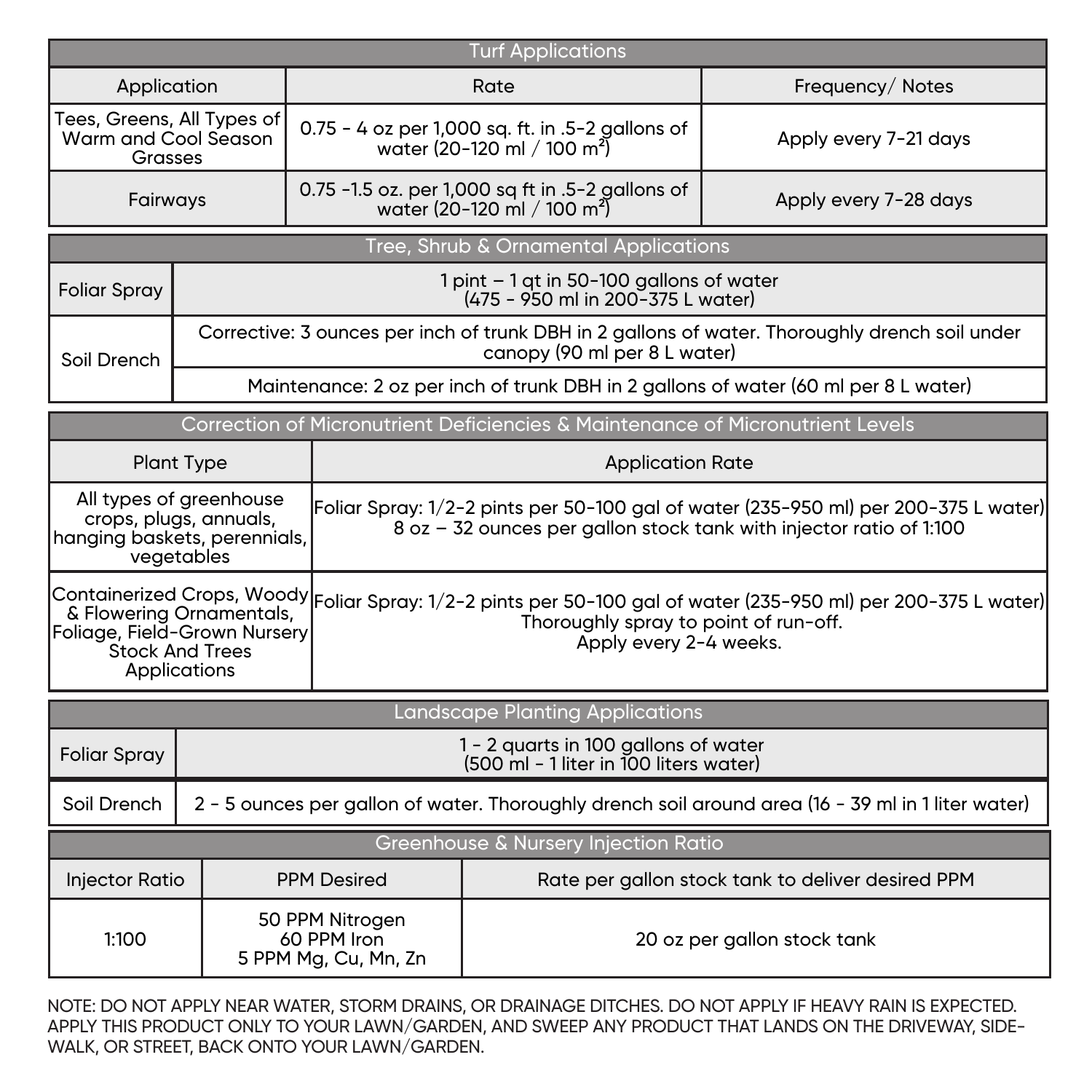| Turf Applications | | |
|---|---|---|
| Application | Rate | Frequency/ Notes |
| Tees, Greens, All Types of Warm and Cool Season Grasses | 0.75 - 4 oz per 1,000 sq. ft. in .5-2 gallons of water (20-120 ml / 100 $m^2$) | Apply every 7-21 days |
| Fairways | 0.75 -1.5 oz. per 1,000 sq ft in .5-2 gallons of water (20-120 ml / 100 $m^2$) | Apply every 7-28 days |

| Tree, Shrub & Ornamental Applications | |
|---|---|
| Foliar Spray | 1 pint – 1 qt in 50-100 gallons of water (475 - 950 ml in 200-375 L water) |
| Soil Drench | Corrective: 3 ounces per inch of trunk DBH in 2 gallons of water. Thoroughly drench soil under canopy (90 ml per 8 L water) |
| | Maintenance: 2 oz per inch of trunk DBH in 2 gallons of water (60 ml per 8 L water) |

| Correction of Micronutrient Deficiencies & Maintenance of Micronutrient Levels | |
|---|---|
| Plant Type | Application Rate |
| All types of greenhouse crops, plugs, annuals, hanging baskets, perennials, vegetables | Foliar Spray: 1/2-2 pints per 50-100 gal of water (235-950 ml) per 200-375 L water) 8 oz – 32 ounces per gallon stock tank with injector ratio of 1:100 |
| Containerized Crops, Woody & Flowering Ornamentals, Foliage, Field-Grown Nursery Stock And Trees Applications | Foliar Spray: 1/2-2 pints per 50-100 gal of water (235-950 ml) per 200-375 L water) Thoroughly spray to point of run-off. Apply every 2-4 weeks. |

| Landscape Planting Applications | |
|---|---|
| Foliar Spray | 1 - 2 quarts in 100 gallons of water (500 ml - 1 liter in 100 liters water) |
| Soil Drench | 2 - 5 ounces per gallon of water. Thoroughly drench soil around area (16 - 39 ml in 1 liter water) |

| Greenhouse & Nursery Injection Ratio | | |
|---|---|---|
| Injector Ratio | PPM Desired | Rate per gallon stock tank to deliver desired PPM |
| 1:100 | 50 PPM Nitrogen<br>60 PPM Iron<br>5 PPM Mg, Cu, Mn, Zn | 20 oz per gallon stock tank |

NOTE: DO NOT APPLY NEAR WATER, STORM DRAINS, OR DRAINAGE DITCHES. DO NOT APPLY IF HEAVY RAIN IS EXPECTED. APPLY THIS PRODUCT ONLY TO YOUR LAWN/GARDEN, AND SWEEP ANY PRODUCT THAT LANDS ON THE DRIVEWAY, SIDEWALK, OR STREET, BACK ONTO YOUR LAWN/GARDEN.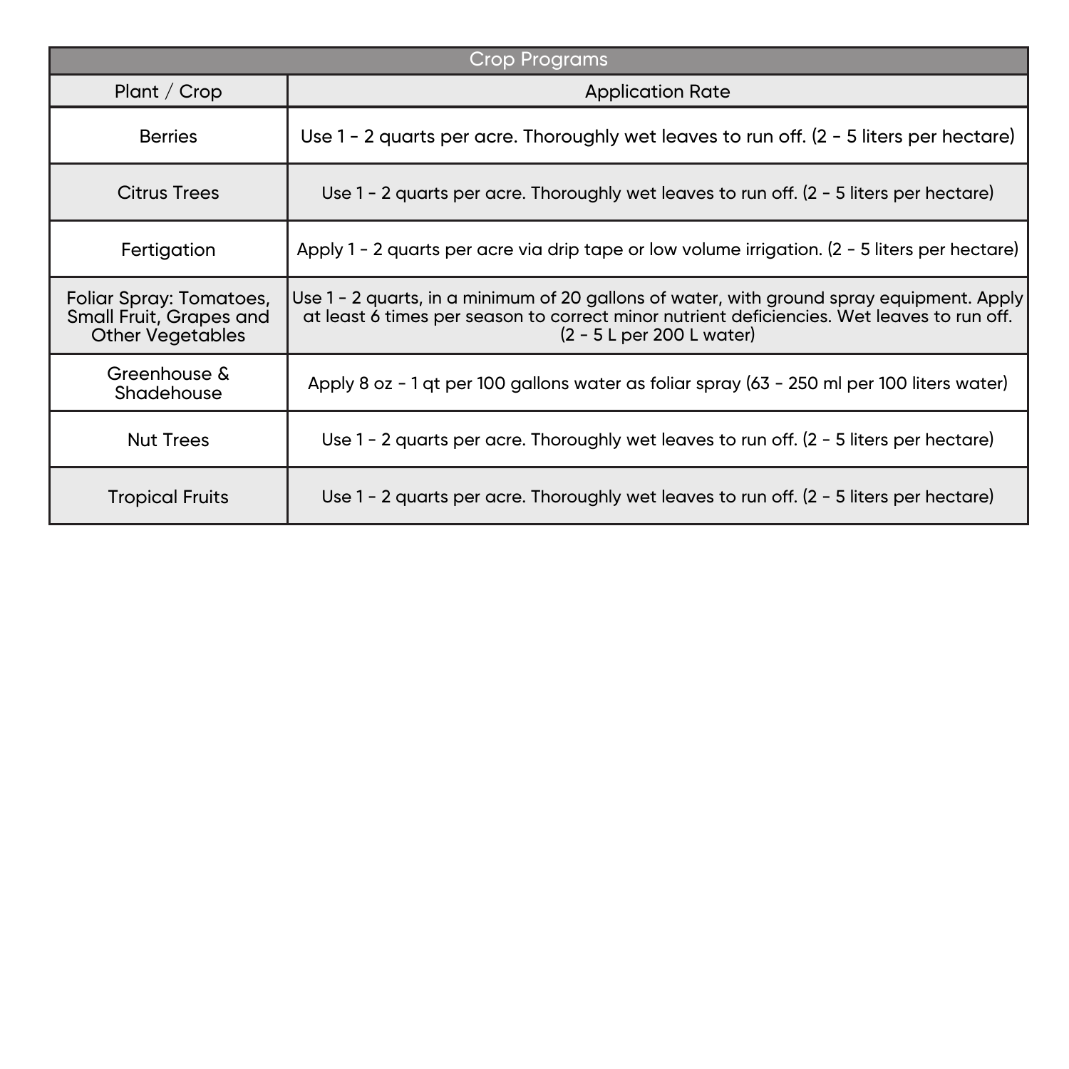| Crop Programs | |
|---|---|
| Plant / Crop | Application Rate |
| Berries | Use 1 - 2 quarts per acre. Thoroughly wet leaves to run off. (2 - 5 liters per hectare) |
| Citrus Trees | Use 1 - 2 quarts per acre. Thoroughly wet leaves to run off. (2 - 5 liters per hectare) |
| Fertigation | Apply 1 - 2 quarts per acre via drip tape or low volume irrigation. (2 - 5 liters per hectare) |
| Foliar Spray: Tomatoes, Small Fruit, Grapes and Other Vegetables | Use 1 - 2 quarts, in a minimum of 20 gallons of water, with ground spray equipment. Apply at least 6 times per season to correct minor nutrient deficiencies. Wet leaves to run off. (2 - 5 L per 200 L water) |
| Greenhouse & Shadehouse | Apply 8 oz - 1 qt per 100 gallons water as foliar spray (63 - 250 ml per 100 liters water) |
| Nut Trees | Use 1 - 2 quarts per acre. Thoroughly wet leaves to run off. (2 - 5 liters per hectare) |
| Tropical Fruits | Use 1 - 2 quarts per acre. Thoroughly wet leaves to run off. (2 - 5 liters per hectare) |